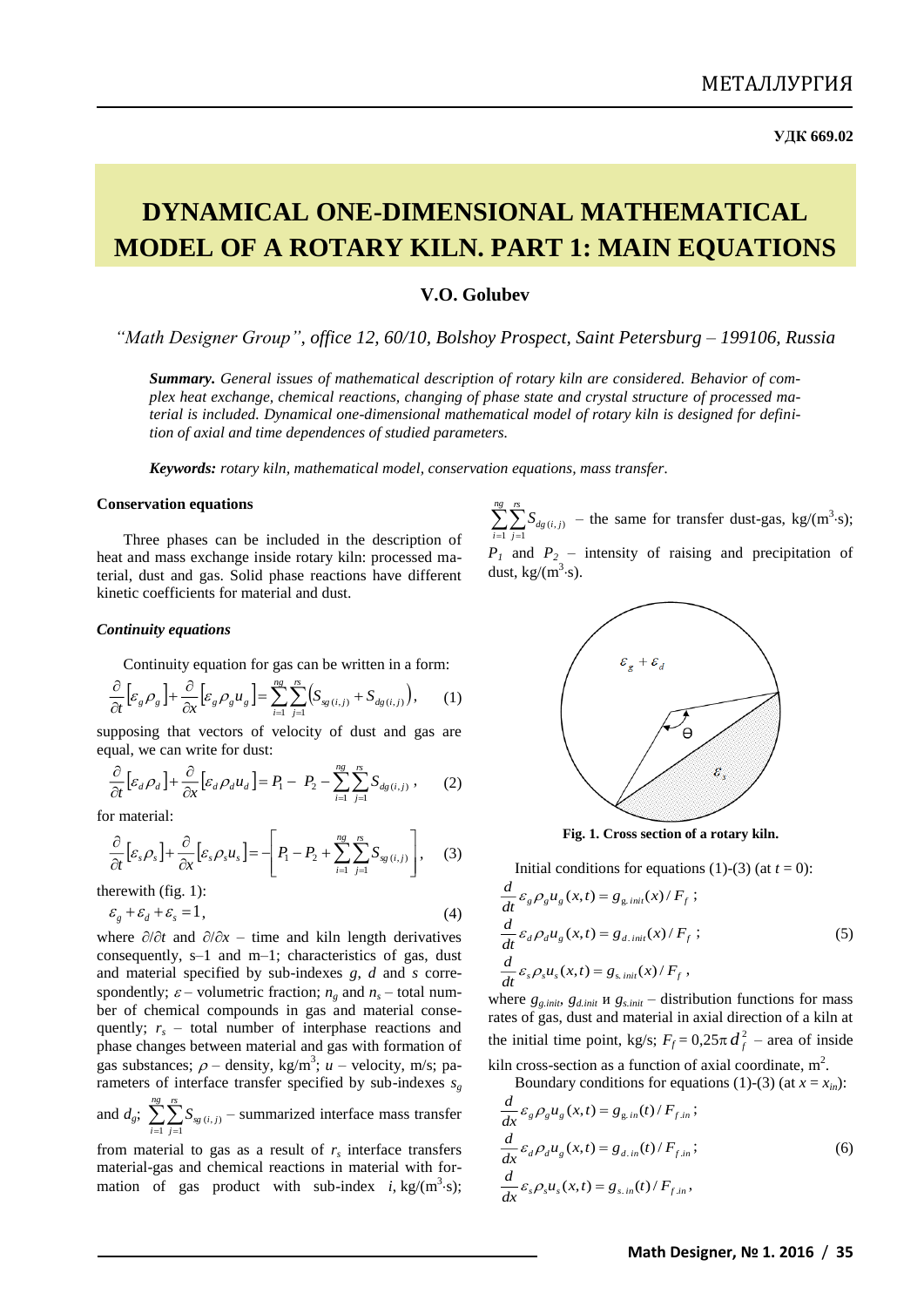УДК 669.02

# DYNAMICAL ONE-DIMENSIONAL MATHEMATICAL MODEL OF A ROTARY KILN. PART 1: MAIN EQUATIONS

**V.O. Golubev**

*"Math Designer Group", office 12, 60/10, Bolshoy Prospect, Saint Petersburg – 199106, Russia*

***Summary.*** *General issues of mathematical description of rotary kiln are considered. Behavior of complex heat exchange, chemical reactions, changing of phase state and crystal structure of processed material is included. Dynamical one-dimensional mathematical model of rotary kiln is designed for definition of axial and time dependences of studied parameters.*

***Keywords:*** *rotary kiln, mathematical model, conservation equations, mass transfer.*

## Conservation equations

Three phases can be included in the description of heat and mass exchange inside rotary kiln: processed material, dust and gas. Solid phase reactions have different kinetic coefficients for material and dust.

### *Continuity equations*

Continuity equation for gas can be written in a form:

$$\frac{\partial}{\partial t}\left[\varepsilon_g \rho_g\right]+\frac{\partial}{\partial x}\left[\varepsilon_g \rho_g u_g\right]=\sum_{i=1}^{ng}\sum_{j=1}^{rs}\left(S_{sg(i,j)}+S_{dg(i,j)}\right), \quad (1)$$

supposing that vectors of velocity of dust and gas are equal, we can write for dust:

$$\frac{\partial}{\partial t}\left[\varepsilon_d \rho_d\right]+\frac{\partial}{\partial x}\left[\varepsilon_d \rho_d u_d\right]=P_1-P_2-\sum_{i=1}^{ng}\sum_{j=1}^{rs}S_{dg(i,j)}, \quad (2)$$

for material:

$$\frac{\partial}{\partial t}\left[\varepsilon_s \rho_s\right]+\frac{\partial}{\partial x}\left[\varepsilon_s \rho_s u_s\right]=-\left[P_1-P_2+\sum_{i=1}^{ng}\sum_{j=1}^{rs}S_{sg(i,j)}\right], \quad (3)$$

therewith (fig. 1):

$$\varepsilon_g+\varepsilon_d+\varepsilon_s=1, \quad (4)$$

where $\partial/\partial t$ and $\partial/\partial x$ – time and kiln length derivatives consequently, s–1 and m–1; characteristics of gas, dust and material specified by sub-indexes $g$, $d$ and $s$ correspondently; $\varepsilon$ – volumetric fraction; $n_g$ and $n_s$ – total number of chemical compounds in gas and material consequently; $r_s$ – total number of interphase reactions and phase changes between material and gas with formation of gas substances; $\rho$ – density, kg/m$^3$; $u$ – velocity, m/s; parameters of interface transfer specified by sub-indexes $s_g$ and $d_g$; $\sum_{i=1}^{ng}\sum_{j=1}^{rs}S_{sg(i,j)}$ – summarized interface mass transfer from material to gas as a result of $r_s$ interface transfers material-gas and chemical reactions in material with formation of gas product with sub-index $i$, kg/(m$^3$·s); $\sum_{i=1}^{ng}\sum_{j=1}^{rs}S_{dg(i,j)}$ – the same for transfer dust-gas, kg/(m$^3$·s); $P_1$ and $P_2$ – intensity of raising and precipitation of dust, kg/(m$^3$·s).

**Fig. 1. Cross section of a rotary kiln.**

Initial conditions for equations (1)-(3) (at $t = 0$):

$$\frac{d}{dt}\varepsilon_g\rho_g u_g(x,t)=g_{g.\,init}(x)/F_f\,;$$
$$\frac{d}{dt}\varepsilon_d\rho_d u_g(x,t)=g_{d.\,init}(x)/F_f\,; \quad (5)$$
$$\frac{d}{dt}\varepsilon_s\rho_s u_s(x,t)=g_{s.\,init}(x)/F_f\,,$$

where $g_{g.init}$, $g_{d.init}$ и $g_{s.init}$ – distribution functions for mass rates of gas, dust and material in axial direction of a kiln at the initial time point, kg/s; $F_f = 0{,}25\pi\, d_f^2$ – area of inside kiln cross-section as a function of axial coordinate, m$^2$.

Boundary conditions for equations (1)-(3) (at $x = x_{in}$):

$$\frac{d}{dx}\varepsilon_g\rho_g u_g(x,t)=g_{g.\,in}(t)/F_{f.in}\,;$$
$$\frac{d}{dx}\varepsilon_d\rho_d u_g(x,t)=g_{d.\,in}(t)/F_{f.in}\,; \quad (6)$$
$$\frac{d}{dx}\varepsilon_s\rho_s u_s(x,t)=g_{s.\,in}(t)/F_{f.in}\,,$$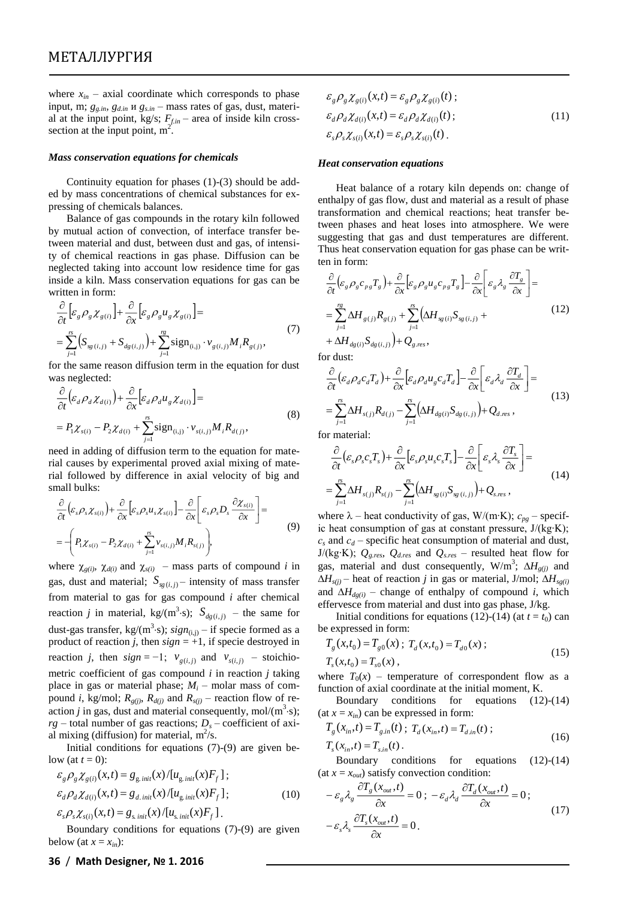where $x_{in}$ – axial coordinate which corresponds to phase input, m; $g_{g.in}$, $g_{d.in}$ и $g_{s.in}$ – mass rates of gas, dust, material at the input point, kg/s; $F_{f.in}$ – area of inside kiln cross-section at the input point, m$^2$.

### *Mass conservation equations for chemicals*

Continuity equation for phases (1)-(3) should be added by mass concentrations of chemical substances for expressing of chemicals balances.

Balance of gas compounds in the rotary kiln followed by mutual action of convection, of interface transfer between material and dust, between dust and gas, of intensity of chemical reactions in gas phase. Diffusion can be neglected taking into account low residence time for gas inside a kiln. Mass conservation equations for gas can be written in form:

$$\frac{\partial}{\partial t}\left[\varepsilon_g \rho_g \chi_{g(i)}\right] + \frac{\partial}{\partial x}\left[\varepsilon_g \rho_g u_g \chi_{g(i)}\right] = \sum_{j=1}^{rs}\left(S_{sg(i,j)} + S_{dg(i,j)}\right) + \sum_{j=1}^{rg} \mathrm{sign}_{(i,j)} \cdot v_{g(i,j)} M_i R_{g(j)}, \quad (7)$$

for the same reason diffusion term in the equation for dust was neglected:

$$\frac{\partial}{\partial t}\left(\varepsilon_d \rho_d \chi_{d(i)}\right) + \frac{\partial}{\partial x}\left[\varepsilon_d \rho_d u_g \chi_{d(i)}\right] = P_1 \chi_{s(i)} - P_2 \chi_{d(i)} + \sum_{j=1}^{rs} \mathrm{sign}_{(i,j)} \cdot v_{s(i,j)} M_i R_{d(j)}, \quad (8)$$

need in adding of diffusion term to the equation for material causes by experimental proved axial mixing of material followed by difference in axial velocity of big and small bulks:

$$\frac{\partial}{\partial t}\left(\varepsilon_s \rho_s \chi_{s(i)}\right) + \frac{\partial}{\partial x}\left[\varepsilon_s \rho_s u_s \chi_{s(i)}\right] - \frac{\partial}{\partial x}\left[\varepsilon_s \rho_s D_s \frac{\partial \chi_{s(i)}}{\partial x}\right] = -\left(P_1 \chi_{s(i)} - P_2 \chi_{d(i)} + \sum_{j=1}^{rs} v_{s(i,j)} M_i R_{s(j)}\right), \quad (9)$$

where $\chi_{g(i)}$, $\chi_{d(i)}$ and $\chi_{s(i)}$ – mass parts of compound $i$ in gas, dust and material; $S_{sg(i,j)}$ – intensity of mass transfer from material to gas for gas compound $i$ after chemical reaction $j$ in material, kg/(m$^3$·s); $S_{dg(i,j)}$ – the same for dust-gas transfer, kg/(m$^3$·s); $sign_{(i,j)}$ – if specie formed as a product of reaction $j$, then $sign = +1$, if specie destroyed in reaction $j$, then $sign = -1$; $v_{g(i,j)}$ and $v_{s(i,j)}$ – stoichiometric coefficient of gas compound $i$ in reaction $j$ taking place in gas or material phase; $M_i$ – molar mass of compound $i$, kg/mol; $R_{g(j)}$, $R_{d(j)}$ and $R_{s(j)}$ – reaction flow of reaction $j$ in gas, dust and material consequently, mol/(m$^3$·s); $rg$ – total number of gas reactions; $D_s$ – coefficient of axial mixing (diffusion) for material, m$^2$/s.

Initial conditions for equations (7)-(9) are given below (at $t = 0$):

$$\varepsilon_g \rho_g \chi_{g(i)}(x,t) = g_{g.init}(x)/[u_{g.init}(x) F_f]; \quad \varepsilon_d \rho_d \chi_{d(i)}(x,t) = g_{d.init}(x)/[u_{g.init}(x) F_f]; \quad \varepsilon_s \rho_s \chi_{s(i)}(x,t) = g_{s.init}(x)/[u_{s.init}(x) F_f]. \quad (10)$$

Boundary conditions for equations (7)-(9) are given below (at $x = x_{in}$):

$$\varepsilon_g \rho_g \chi_{g(i)}(x,t) = \varepsilon_g \rho_g \chi_{g(i)}(t); \quad \varepsilon_d \rho_d \chi_{d(i)}(x,t) = \varepsilon_d \rho_d \chi_{d(i)}(t); \quad \varepsilon_s \rho_s \chi_{s(i)}(x,t) = \varepsilon_s \rho_s \chi_{s(i)}(t). \quad (11)$$

### *Heat conservation equations*

Heat balance of a rotary kiln depends on: change of enthalpy of gas flow, dust and material as a result of phase transformation and chemical reactions; heat transfer between phases and heat loses into atmosphere. We were suggesting that gas and dust temperatures are different. Thus heat conservation equation for gas phase can be written in form:

$$\frac{\partial}{\partial t}\left(\varepsilon_g \rho_g c_{pg} T_g\right) + \frac{\partial}{\partial x}\left[\varepsilon_g \rho_g u_g c_{pg} T_g\right] - \frac{\partial}{\partial x}\left[\varepsilon_g \lambda_g \frac{\partial T_g}{\partial x}\right] = \sum_{j=1}^{rg} \Delta H_{g(j)} R_{g(j)} + \sum_{j=1}^{rs}\left(\Delta H_{sg(i)} S_{sg(i,j)} + \Delta H_{dg(i)} S_{dg(i,j)}\right) + Q_{g.res}, \quad (12)$$

for dust:

$$\frac{\partial}{\partial t}\left(\varepsilon_d \rho_d c_d T_d\right) + \frac{\partial}{\partial x}\left[\varepsilon_d \rho_d u_g c_d T_d\right] - \frac{\partial}{\partial x}\left[\varepsilon_d \lambda_d \frac{\partial T_d}{\partial x}\right] = \sum_{j=1}^{rs} \Delta H_{s(j)} R_{d(j)} - \sum_{j=1}^{rs}\left(\Delta H_{dg(i)} S_{dg(i,j)}\right) + Q_{d.res}, \quad (13)$$

for material:

$$\frac{\partial}{\partial t}\left(\varepsilon_s \rho_s c_s T_s\right) + \frac{\partial}{\partial x}\left[\varepsilon_s \rho_s u_s c_s T_s\right] - \frac{\partial}{\partial x}\left[\varepsilon_s \lambda_s \frac{\partial T_s}{\partial x}\right] = \sum_{j=1}^{rs} \Delta H_{s(j)} R_{s(j)} - \sum_{j=1}^{rs}\left(\Delta H_{sg(i)} S_{sg(i,j)}\right) + Q_{s.res}, \quad (14)$$

where $\lambda$ – heat conductivity of gas, W/(m·K); $c_{pg}$ – specific heat consumption of gas at constant pressure, J/(kg·K); $c_s$ and $c_d$ – specific heat consumption of material and dust, J/(kg·K); $Q_{g.res}$, $Q_{d.res}$ and $Q_{s.res}$ – resulted heat flow for gas, material and dust consequently, W/m$^3$; $\Delta H_{g(j)}$ and $\Delta H_{s(j)}$ – heat of reaction $j$ in gas or material, J/mol; $\Delta H_{sg(i)}$ and $\Delta H_{dg(i)}$ – change of enthalpy of compound $i$, which effervesce from material and dust into gas phase, J/kg.

Initial conditions for equations (12)-(14) (at $t = t_0$) can be expressed in form:

$$T_g(x,t_0) = T_{g0}(x); \quad T_d(x,t_0) = T_{d0}(x); \quad T_s(x,t_0) = T_{s0}(x), \quad (15)$$

where $T_0(x)$ – temperature of correspondent flow as a function of axial coordinate at the initial moment, K.

Boundary conditions for equations (12)-(14) (at $x = x_{in}$) can be expressed in form:

$$T_g(x_{in},t) = T_{g.in}(t); \quad T_d(x_{in},t) = T_{d.in}(t); \quad T_s(x_{in},t) = T_{s.in}(t). \quad (16)$$

Boundary conditions for equations (12)-(14) (at $x = x_{out}$) satisfy convection condition:

$$-\varepsilon_g \lambda_g \frac{\partial T_g(x_{out},t)}{\partial x} = 0; \quad -\varepsilon_d \lambda_d \frac{\partial T_d(x_{out},t)}{\partial x} = 0; \quad -\varepsilon_s \lambda_s \frac{\partial T_s(x_{out},t)}{\partial x} = 0. \quad (17)$$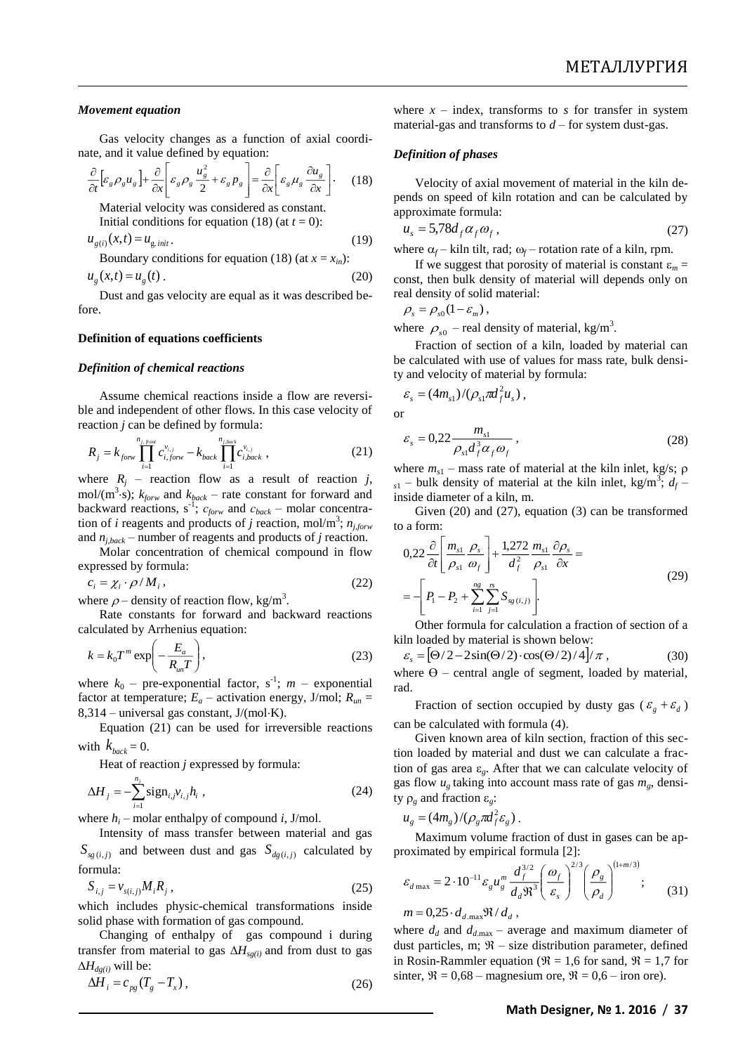### *Movement equation*

Gas velocity changes as a function of axial coordinate, and it value defined by equation:

$$\frac{\partial}{\partial t}\left[\varepsilon_g \rho_g u_g\right] + \frac{\partial}{\partial x}\left[\varepsilon_g \rho_g \frac{u_g^2}{2} + \varepsilon_g p_g\right] = \frac{\partial}{\partial x}\left[\varepsilon_g \mu_g \frac{\partial u_g}{\partial x}\right]. \quad (18)$$

Material velocity was considered as constant.

Initial conditions for equation (18) (at $t = 0$):

$$u_{g(i)}(x,t) = u_{g.\,init}. \quad (19)$$

Boundary conditions for equation (18) (at $x = x_{in}$):

$$u_g(x,t) = u_g(t). \quad (20)$$

Dust and gas velocity are equal as it was described before.

## Definition of equations coefficients

### *Definition of chemical reactions*

Assume chemical reactions inside a flow are reversible and independent of other flows. In this case velocity of reaction $j$ can be defined by formula:

$$R_j = k_{forw}\prod_{i=1}^{n_{j,front}} c_{i,forw}^{\nu_{i,j}} - k_{back}\prod_{i=1}^{n_{j,back}} c_{i,back}^{\nu_{i,j}}, \quad (21)$$

where $R_j$ – reaction flow as a result of reaction $j$, mol/(m$^3$·s); $k_{forw}$ and $k_{back}$ – rate constant for forward and backward reactions, s$^{-1}$; $c_{forw}$ and $c_{back}$ – molar concentration of $i$ reagents and products of $j$ reaction, mol/m$^3$; $n_{j,forw}$ and $n_{j,back}$ – number of reagents and products of $j$ reaction.

Molar concentration of chemical compound in flow expressed by formula:

$$c_i = \chi_i \cdot \rho / M_i, \quad (22)$$

where $\rho$ – density of reaction flow, kg/m$^3$.

Rate constants for forward and backward reactions calculated by Arrhenius equation:

$$k = k_0 T^m \exp\left(-\frac{E_a}{R_{un}T}\right), \quad (23)$$

where $k_0$ – pre-exponential factor, s$^{-1}$; $m$ – exponential factor at temperature; $E_a$ – activation energy, J/mol; $R_{un}$ = 8,314 – universal gas constant, J/(mol·K).

Equation (21) can be used for irreversible reactions with $k_{back} = 0$.

Heat of reaction $j$ expressed by formula:

$$\Delta H_j = -\sum_{i=1}^{n_j} \text{sign}_{i,j}\nu_{i,j}h_i, \quad (24)$$

where $h_i$ – molar enthalpy of compound $i$, J/mol.

Intensity of mass transfer between material and gas $S_{sg(i,j)}$ and between dust and gas $S_{dg(i,j)}$ calculated by formula:

$$S_{i,j} = \nu_{s(i,j)}M_i R_j, \quad (25)$$

which includes physic-chemical transformations inside solid phase with formation of gas compound.

Changing of enthalpy of gas compound i during transfer from material to gas $\Delta H_{sg(i)}$ and from dust to gas $\Delta H_{dg(i)}$ will be:

$$\Delta H_i = c_{pg}(T_g - T_x), \quad (26)$$

where $x$ – index, transforms to $s$ for transfer in system material-gas and transforms to $d$ – for system dust-gas.

### *Definition of phases*

Velocity of axial movement of material in the kiln depends on speed of kiln rotation and can be calculated by approximate formula:

$$u_s = 5{,}78 d_f \alpha_f \omega_f, \quad (27)$$

where $\alpha_f$ – kiln tilt, rad; $\omega_f$ – rotation rate of a kiln, rpm.

If we suggest that porosity of material is constant $\varepsilon_m$ = const, then bulk density of material will depends only on real density of solid material:

$$\rho_s = \rho_{s0}(1-\varepsilon_m),$$

where $\rho_{s0}$ – real density of material, kg/m$^3$.

Fraction of section of a kiln, loaded by material can be calculated with use of values for mass rate, bulk density and velocity of material by formula:

$$\varepsilon_s = (4m_{s1})/(\rho_{s1}\pi d_f^2 u_s),$$

or

$$\varepsilon_s = 0{,}22\frac{m_{s1}}{\rho_{s1}d_f^3\alpha_f\omega_f}, \quad (28)$$

where $m_{s1}$ – mass rate of material at the kiln inlet, kg/s; $\rho_{s1}$ – bulk density of material at the kiln inlet, kg/m$^3$; $d_f$ – inside diameter of a kiln, m.

Given (20) and (27), equation (3) can be transformed to a form:

$$0{,}22\frac{\partial}{\partial t}\left[\frac{m_{s1}}{\rho_{s1}}\frac{\rho_s}{\omega_f}\right] + \frac{1{,}272}{d_f^2}\frac{m_{s1}}{\rho_{s1}}\frac{\partial \rho_s}{\partial x} = -\left[P_1 - P_2 + \sum_{i=1}^{ng}\sum_{j=1}^{rs} S_{sg(i,j)}\right]. \quad (29)$$

Other formula for calculation a fraction of section of a kiln loaded by material is shown below:

$$\varepsilon_s = \left[\Theta/2 - 2\sin(\Theta/2)\cdot\cos(\Theta/2)/4\right]/\pi, \quad (30)$$

where $\Theta$ – central angle of segment, loaded by material, rad.

Fraction of section occupied by dusty gas ($\varepsilon_g + \varepsilon_d$) can be calculated with formula (4).

Given known area of kiln section, fraction of this section loaded by material and dust we can calculate a fraction of gas area $\varepsilon_g$. After that we can calculate velocity of gas flow $u_g$ taking into account mass rate of gas $m_g$, density $\rho_g$ and fraction $\varepsilon_g$:

$$u_g = (4m_g)/(\rho_g \pi d_f^2 \varepsilon_g).$$

Maximum volume fraction of dust in gases can be approximated by empirical formula [2]:

$$\varepsilon_{d\max} = 2\cdot 10^{-11}\varepsilon_g u_g^m \frac{d_f^{3/2}}{d_d \Re^3}\left(\frac{\omega_f}{\varepsilon_s}\right)^{2/3}\left(\frac{\rho_g}{\rho_d}\right)^{(1+m/3)}; \quad (31)$$

$$m = 0{,}25\cdot d_{d.\max}\Re/d_d,$$

where $d_d$ and $d_{d.\max}$ – average and maximum diameter of dust particles, m; $\Re$ – size distribution parameter, defined in Rosin-Rammler equation ($\Re$ = 1,6 for sand, $\Re$ = 1,7 for sinter, $\Re$ = 0,68 – magnesium ore, $\Re$ = 0,6 – iron ore).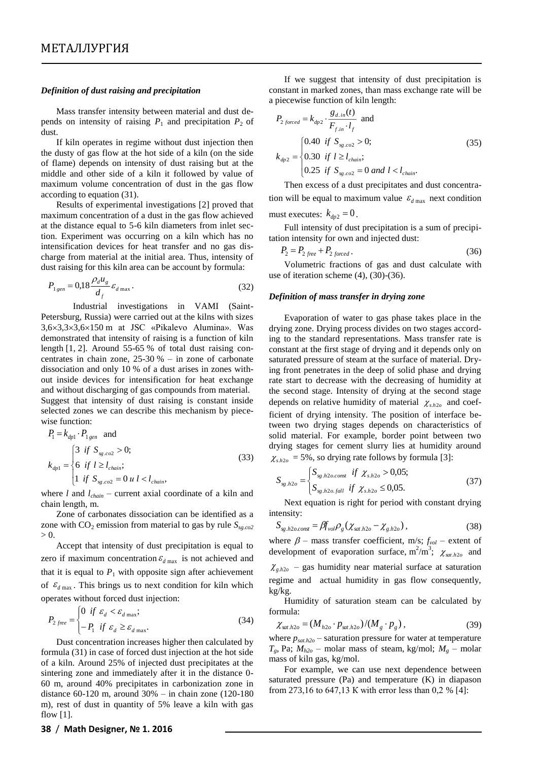### *Definition of dust raising and precipitation*

Mass transfer intensity between material and dust depends on intensity of raising $P_1$ and precipitation $P_2$ of dust.

If kiln operates in regime without dust injection then the dusty of gas flow at the hot side of a kiln (on the side of flame) depends on intensity of dust raising but at the middle and other side of a kiln it followed by value of maximum volume concentration of dust in the gas flow according to equation (31).

Results of experimental investigations [2] proved that maximum concentration of a dust in the gas flow achieved at the distance equal to 5-6 kiln diameters from inlet section. Experiment was occurring on a kiln which has no intensification devices for heat transfer and no gas discharge from material at the initial area. Thus, intensity of dust raising for this kiln area can be account by formula:

$$P_{1gen} = 0{,}18 \frac{\rho_d u_g}{d_f} \varepsilon_{d\max}. \quad (32)$$

Industrial investigations in VAMI (Saint-Petersburg, Russia) were carried out at the kilns with sizes 3,6×3,3×3,6×150 m at JSC «Pikalevo Alumina». Was demonstrated that intensity of raising is a function of kiln length [1, 2]. Around 55-65 % of total dust raising concentrates in chain zone, 25-30 % – in zone of carbonate dissociation and only 10 % of a dust arises in zones without inside devices for intensification for heat exchange and without discharging of gas compounds from material.
Suggest that intensity of dust raising is constant inside selected zones we can describe this mechanism by piecewise function:

$$P_1 = k_{dp1} \cdot P_{1gen} \text{ and}$$
$$k_{dp1} = \begin{cases} 3 \ \ if \ S_{sg.co2} > 0; \\ 6 \ \ if \ l \geq l_{chain}; \\ 1 \ \ if \ S_{sg.co2} = 0 \ u \ l < l_{chain}, \end{cases} \quad (33)$$

where $l$ and $l_{chain}$ – current axial coordinate of a kiln and chain length, m.

Zone of carbonates dissociation can be identified as a zone with $CO_2$ emission from material to gas by rule $S_{sg.co2} > 0$.

Accept that intensity of dust precipitation is equal to zero if maximum concentration $\varepsilon_{d\max}$ is not achieved and that it is equal to $P_1$ with opposite sign after achievement of $\varepsilon_{d\max}$. This brings us to next condition for kiln which operates without forced dust injection:

$$P_{2\,free} = \begin{cases} 0 \ \ if \ \varepsilon_d < \varepsilon_{d\max}; \\ -P_1 \ \ if \ \varepsilon_d \geq \varepsilon_{d\max}. \end{cases} \quad (34)$$

Dust concentration increases higher then calculated by formula (31) in case of forced dust injection at the hot side of a kiln. Around 25% of injected dust precipitates at the sintering zone and immediately after it in the distance 0-60 m, around 40% precipitates in carbonization zone in distance 60-120 m, around 30% – in chain zone (120-180 m), rest of dust in quantity of 5% leave a kiln with gas flow [1].

If we suggest that intensity of dust precipitation is constant in marked zones, than mass exchange rate will be a piecewise function of kiln length:

$$P_{2\,forced} = k_{dp2} \cdot \frac{g_{d.in}(t)}{F_{f.in} \cdot l_f} \text{ and}$$
$$k_{dp2} = \begin{cases} 0.40 \ \ if \ S_{sg.co2} > 0; \\ 0.30 \ \ if \ l \geq l_{chain}; \\ 0.25 \ \ if \ S_{sg.co2} = 0 \ and \ l < l_{chain}. \end{cases} \quad (35)$$

Then excess of a dust precipitates and dust concentration will be equal to maximum value $\varepsilon_{d\max}$ next condition must executes: $k_{dp2} = 0$.

Full intensity of dust precipitation is a sum of precipitation intensity for own and injected dust:

$$P_2 = P_{2\,free} + P_{2\,forced}. \quad (36)$$

Volumetric fractions of gas and dust calculate with use of iteration scheme (4), (30)-(36).

### *Definition of mass transfer in drying zone*

Evaporation of water to gas phase takes place in the drying zone. Drying process divides on two stages according to the standard representations. Mass transfer rate is constant at the first stage of drying and it depends only on saturated pressure of steam at the surface of material. Drying front penetrates in the deep of solid phase and drying rate start to decrease with the decreasing of humidity at the second stage. Intensity of drying at the second stage depends on relative humidity of material $\chi_{s.h2o}$ and coefficient of drying intensity. The position of interface between two drying stages depends on characteristics of solid material. For example, border point between two drying stages for cement slurry lies at humidity around $\chi_{s.h2o}$ = 5%, so drying rate follows by formula [3]:

$$S_{sg.h2o} = \begin{cases} S_{sg.h2o.const} \ \ if \ \chi_{s.h2o} > 0{,}05; \\ S_{sg.h2o.fall} \ \ if \ \chi_{s.h2o} \leq 0{,}05. \end{cases} \quad (37)$$

Next equation is right for period with constant drying intensity:

$$S_{sg.h2o.const} = \beta f_{vol} \rho_g (\chi_{sat.h2o} - \chi_{g.h2o}), \quad (38)$$

where $\beta$ – mass transfer coefficient, m/s; $f_{vol}$ – extent of development of evaporation surface, $m^2/m^3$; $\chi_{sat.h2o}$ and $\chi_{g.h2o}$ – gas humidity near material surface at saturation regime and actual humidity in gas flow consequently, kg/kg.

Humidity of saturation steam can be calculated by formula:

$$\chi_{sat.h2o} = (M_{h2o} \cdot p_{sat.h2o}) / (M_g \cdot p_g), \quad (39)$$

where $p_{sat.h2o}$ – saturation pressure for water at temperature $T_g$, Pa; $M_{h2o}$ – molar mass of steam, kg/mol; $M_g$ – molar mass of kiln gas, kg/mol.

For example, we can use next dependence between saturated pressure (Pa) and temperature (K) in diapason from 273,16 to 647,13 K with error less than 0,2 % [4]: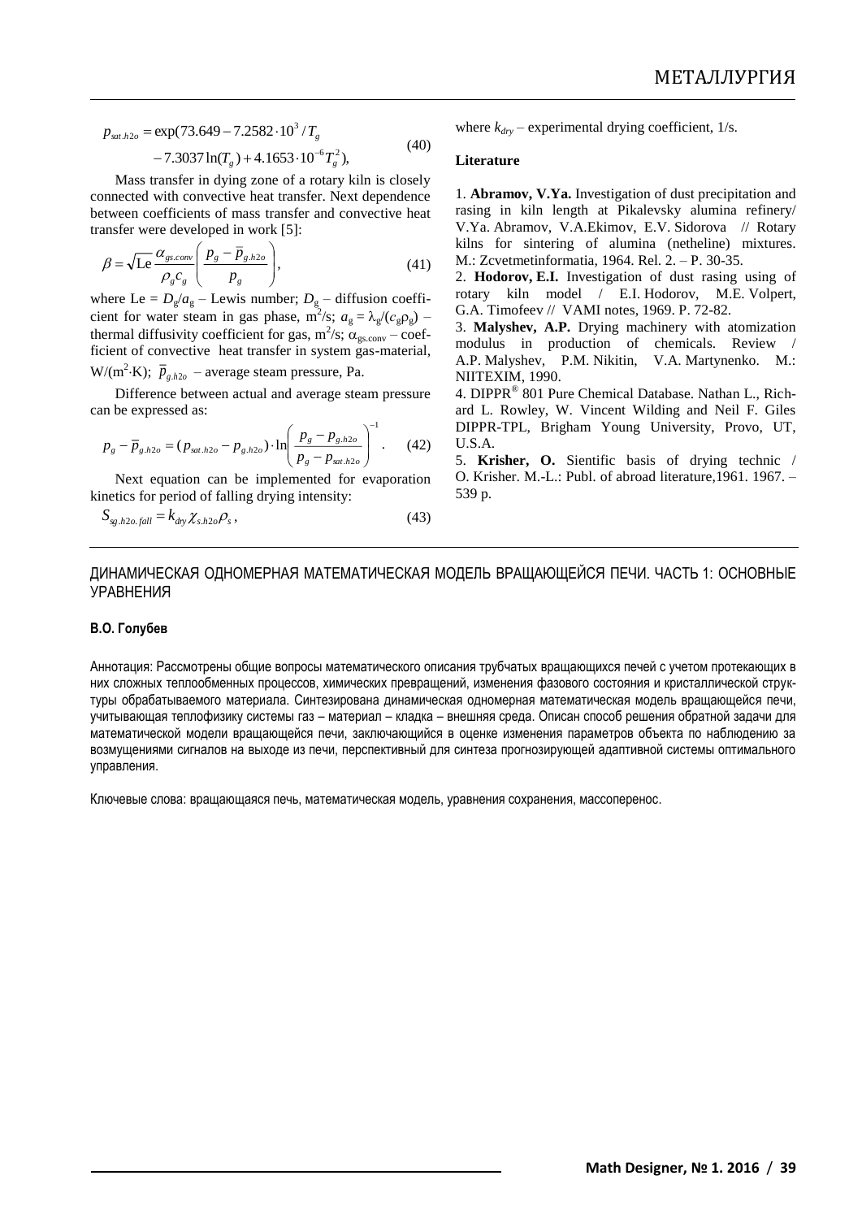$$p_{sat.h2o} = \exp(73.649 - 7.2582 \cdot 10^3 / T_g - 7.3037\ln(T_g) + 4.1653 \cdot 10^{-6} T_g^2), \quad (40)$$

Mass transfer in dying zone of a rotary kiln is closely connected with convective heat transfer. Next dependence between coefficients of mass transfer and convective heat transfer were developed in work [5]:

$$\beta = \sqrt{\mathrm{Le}}\,\frac{\alpha_{gs.conv}}{\rho_g c_g}\left(\frac{p_g - \bar{p}_{g.h2o}}{p_g}\right), \quad (41)$$

where $\mathrm{Le} = D_g/a_g$ – Lewis number; $D_g$ – diffusion coefficient for water steam in gas phase, $m^2/s$; $a_g = \lambda_g/(c_g\rho_g)$ – thermal diffusivity coefficient for gas, $m^2/s$; $\alpha_{gs.conv}$ – coefficient of convective heat transfer in system gas-material, $W/(m^2 \cdot K)$; $\bar{p}_{g.h2o}$ – average steam pressure, Pa.

Difference between actual and average steam pressure can be expressed as:

$$p_g - \bar{p}_{g.h2o} = (p_{sat.h2o} - p_{g.h2o}) \cdot \ln\left(\frac{p_g - p_{g.h2o}}{p_g - p_{sat.h2o}}\right)^{-1}. \quad (42)$$

Next equation can be implemented for evaporation kinetics for period of falling drying intensity:

$$S_{sg.h2o.fall} = k_{dry}\chi_{s.h2o}\rho_s, \quad (43)$$

where $k_{dry}$ – experimental drying coefficient, 1/s.

**Literature**

1. **Abramov, V.Ya.** Investigation of dust precipitation and rasing in kiln length at Pikalevsky alumina refinery/ V.Ya. Abramov, V.A.Ekimov, E.V. Sidorova // Rotary kilns for sintering of alumina (netheline) mixtures. M.: Zcvetmetinformatia, 1964. Rel. 2. – P. 30-35.
2. **Hodorov, E.I.** Investigation of dust rasing using of rotary kiln model / E.I. Hodorov, M.E. Volpert, G.A. Timofeev // VAMI notes, 1969. P. 72-82.
3. **Malyshev, A.P.** Drying machinery with atomization modulus in production of chemicals. Review / A.P. Malyshev, P.M. Nikitin, V.A. Martynenko. M.: NIITEXIM, 1990.
4. DIPPR® 801 Pure Chemical Database. Nathan L., Richard L. Rowley, W. Vincent Wilding and Neil F. Giles DIPPR-TPL, Brigham Young University, Provo, UT, U.S.A.
5. **Krisher, O.** Sientific basis of drying technic / O. Krisher. M.-L.: Publ. of abroad literature,1961. 1967. – 539 p.

## ДИНАМИЧЕСКАЯ ОДНОМЕРНАЯ МАТЕМАТИЧЕСКАЯ МОДЕЛЬ ВРАЩАЮЩЕЙСЯ ПЕЧИ. ЧАСТЬ 1: ОСНОВНЫЕ УРАВНЕНИЯ

**В.О. Голубев**

Аннотация: Рассмотрены общие вопросы математического описания трубчатых вращающихся печей с учетом протекающих в них сложных теплообменных процессов, химических превращений, изменения фазового состояния и кристаллической структуры обрабатываемого материала. Синтезирована динамическая одномерная математическая модель вращающейся печи, учитывающая теплофизику системы газ – материал – кладка – внешняя среда. Описан способ решения обратной задачи для математической модели вращающейся печи, заключающийся в оценке изменения параметров объекта по наблюдению за возмущениями сигналов на выходе из печи, перспективный для синтеза прогнозирующей адаптивной системы оптимального управления.

Ключевые слова: вращающаяся печь, математическая модель, уравнения сохранения, массоперенос.